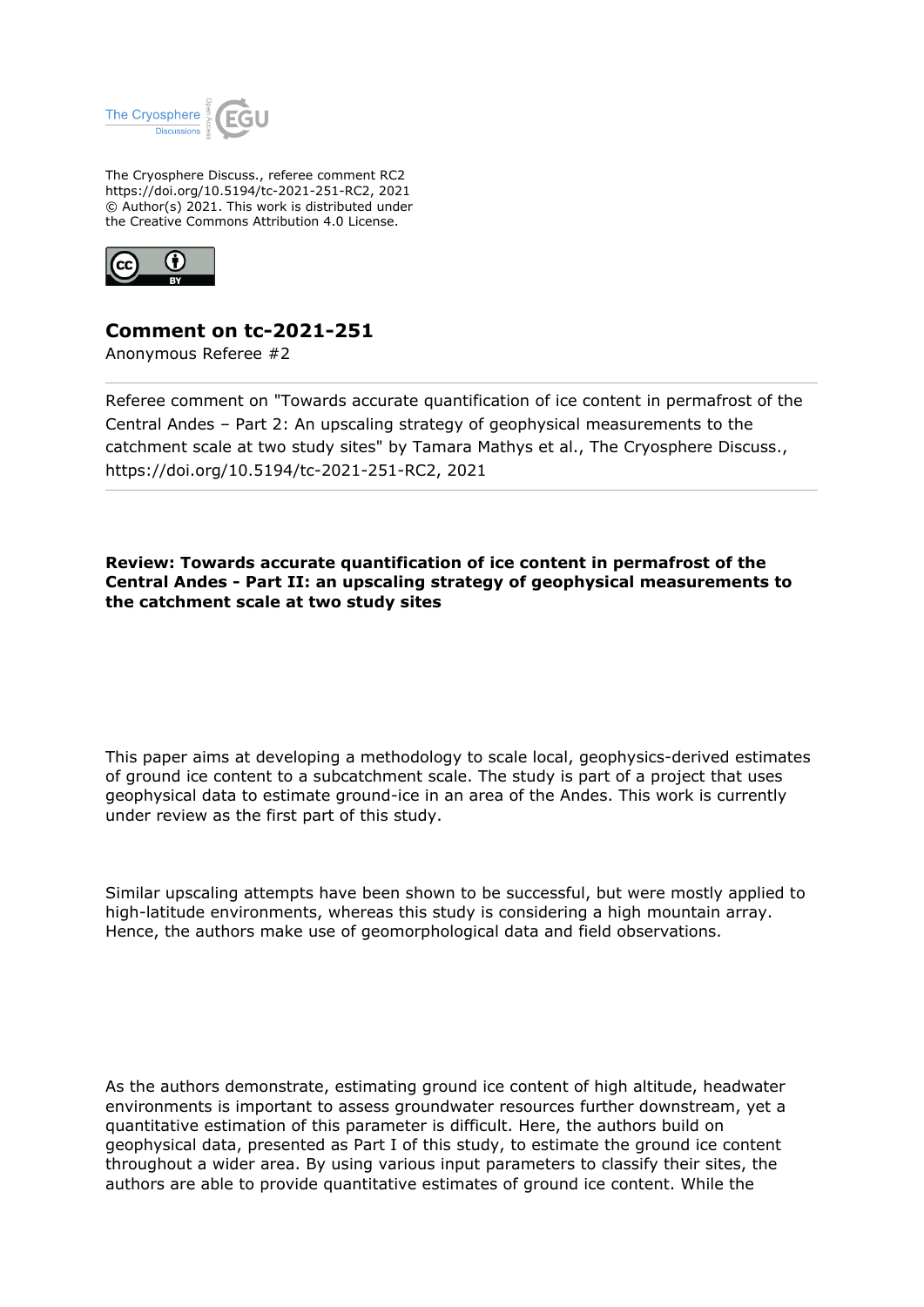The Cryosphere Discuss., referee comment RC2
https://doi.org/10.5194/tc-2021-251-RC2, 2021
© Author(s) 2021. This work is distributed under
the Creative Commons Attribution 4.0 License.

## Comment on tc-2021-251

Anonymous Referee #2

Referee comment on "Towards accurate quantification of ice content in permafrost of the Central Andes – Part 2: An upscaling strategy of geophysical measurements to the catchment scale at two study sites" by Tamara Mathys et al., The Cryosphere Discuss., https://doi.org/10.5194/tc-2021-251-RC2, 2021

**Review: Towards accurate quantification of ice content in permafrost of the Central Andes - Part II: an upscaling strategy of geophysical measurements to the catchment scale at two study sites**

This paper aims at developing a methodology to scale local, geophysics-derived estimates of ground ice content to a subcatchment scale. The study is part of a project that uses geophysical data to estimate ground-ice in an area of the Andes. This work is currently under review as the first part of this study.

Similar upscaling attempts have been shown to be successful, but were mostly applied to high-latitude environments, whereas this study is considering a high mountain array. Hence, the authors make use of geomorphological data and field observations.

As the authors demonstrate, estimating ground ice content of high altitude, headwater environments is important to assess groundwater resources further downstream, yet a quantitative estimation of this parameter is difficult. Here, the authors build on geophysical data, presented as Part I of this study, to estimate the ground ice content throughout a wider area. By using various input parameters to classify their sites, the authors are able to provide quantitative estimates of ground ice content. While the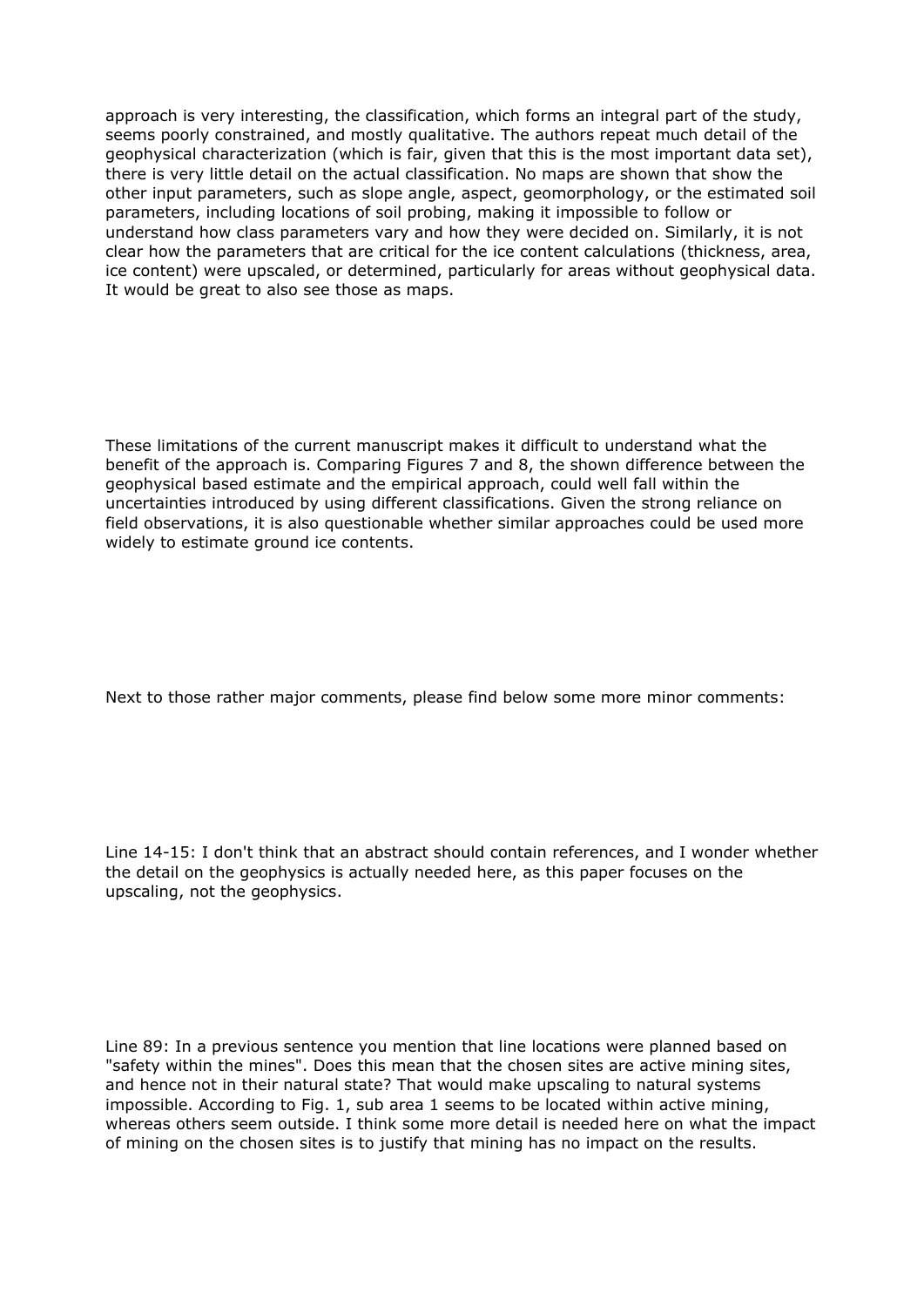approach is very interesting, the classification, which forms an integral part of the study, seems poorly constrained, and mostly qualitative. The authors repeat much detail of the geophysical characterization (which is fair, given that this is the most important data set), there is very little detail on the actual classification. No maps are shown that show the other input parameters, such as slope angle, aspect, geomorphology, or the estimated soil parameters, including locations of soil probing, making it impossible to follow or understand how class parameters vary and how they were decided on. Similarly, it is not clear how the parameters that are critical for the ice content calculations (thickness, area, ice content) were upscaled, or determined, particularly for areas without geophysical data. It would be great to also see those as maps.

These limitations of the current manuscript makes it difficult to understand what the benefit of the approach is. Comparing Figures 7 and 8, the shown difference between the geophysical based estimate and the empirical approach, could well fall within the uncertainties introduced by using different classifications. Given the strong reliance on field observations, it is also questionable whether similar approaches could be used more widely to estimate ground ice contents.

Next to those rather major comments, please find below some more minor comments:

Line 14-15: I don't think that an abstract should contain references, and I wonder whether the detail on the geophysics is actually needed here, as this paper focuses on the upscaling, not the geophysics.

Line 89: In a previous sentence you mention that line locations were planned based on "safety within the mines". Does this mean that the chosen sites are active mining sites, and hence not in their natural state? That would make upscaling to natural systems impossible. According to Fig. 1, sub area 1 seems to be located within active mining, whereas others seem outside. I think some more detail is needed here on what the impact of mining on the chosen sites is to justify that mining has no impact on the results.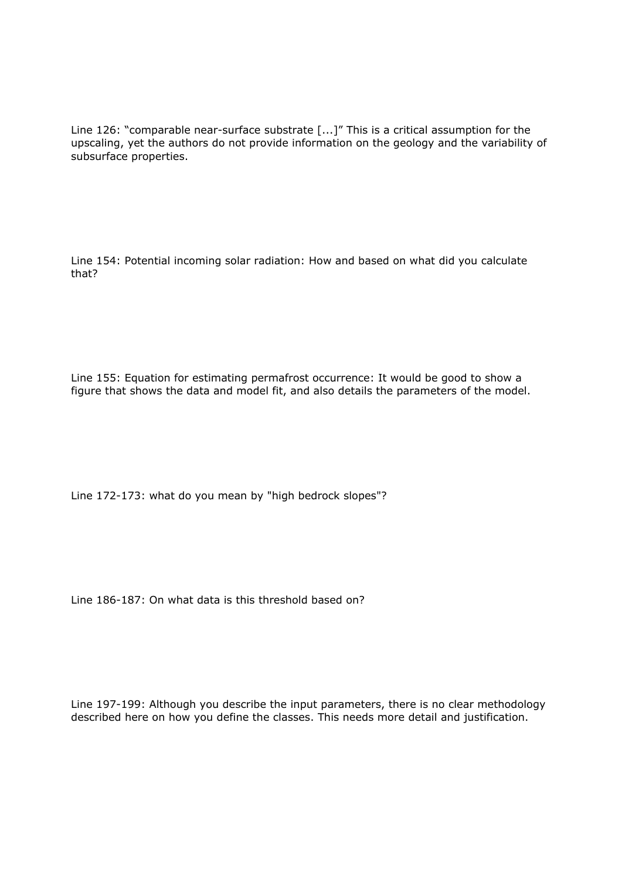Line 126: “comparable near-surface substrate [...]” This is a critical assumption for the upscaling, yet the authors do not provide information on the geology and the variability of subsurface properties.

Line 154: Potential incoming solar radiation: How and based on what did you calculate that?

Line 155: Equation for estimating permafrost occurrence: It would be good to show a figure that shows the data and model fit, and also details the parameters of the model.

Line 172-173: what do you mean by "high bedrock slopes"?

Line 186-187: On what data is this threshold based on?

Line 197-199: Although you describe the input parameters, there is no clear methodology described here on how you define the classes. This needs more detail and justification.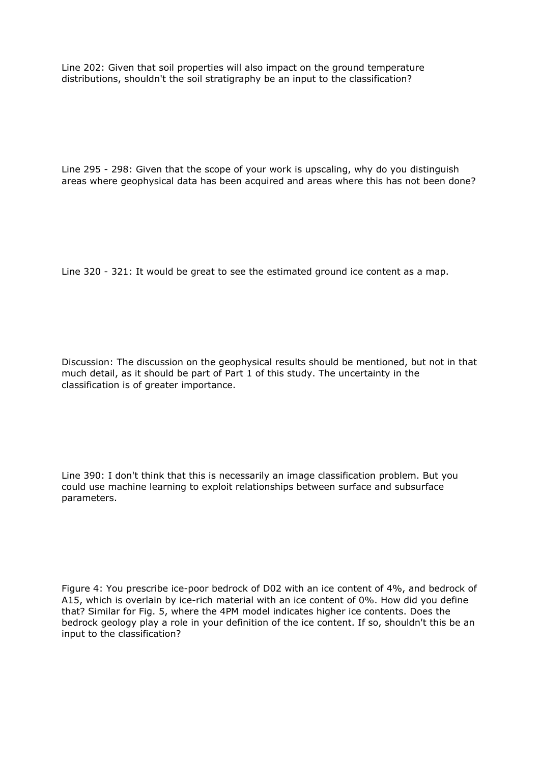Line 202: Given that soil properties will also impact on the ground temperature distributions, shouldn't the soil stratigraphy be an input to the classification?

Line 295 - 298: Given that the scope of your work is upscaling, why do you distinguish areas where geophysical data has been acquired and areas where this has not been done?

Line 320 - 321: It would be great to see the estimated ground ice content as a map.

Discussion: The discussion on the geophysical results should be mentioned, but not in that much detail, as it should be part of Part 1 of this study. The uncertainty in the classification is of greater importance.

Line 390: I don't think that this is necessarily an image classification problem. But you could use machine learning to exploit relationships between surface and subsurface parameters.

Figure 4: You prescribe ice-poor bedrock of D02 with an ice content of 4%, and bedrock of A15, which is overlain by ice-rich material with an ice content of 0%. How did you define that? Similar for Fig. 5, where the 4PM model indicates higher ice contents. Does the bedrock geology play a role in your definition of the ice content. If so, shouldn't this be an input to the classification?